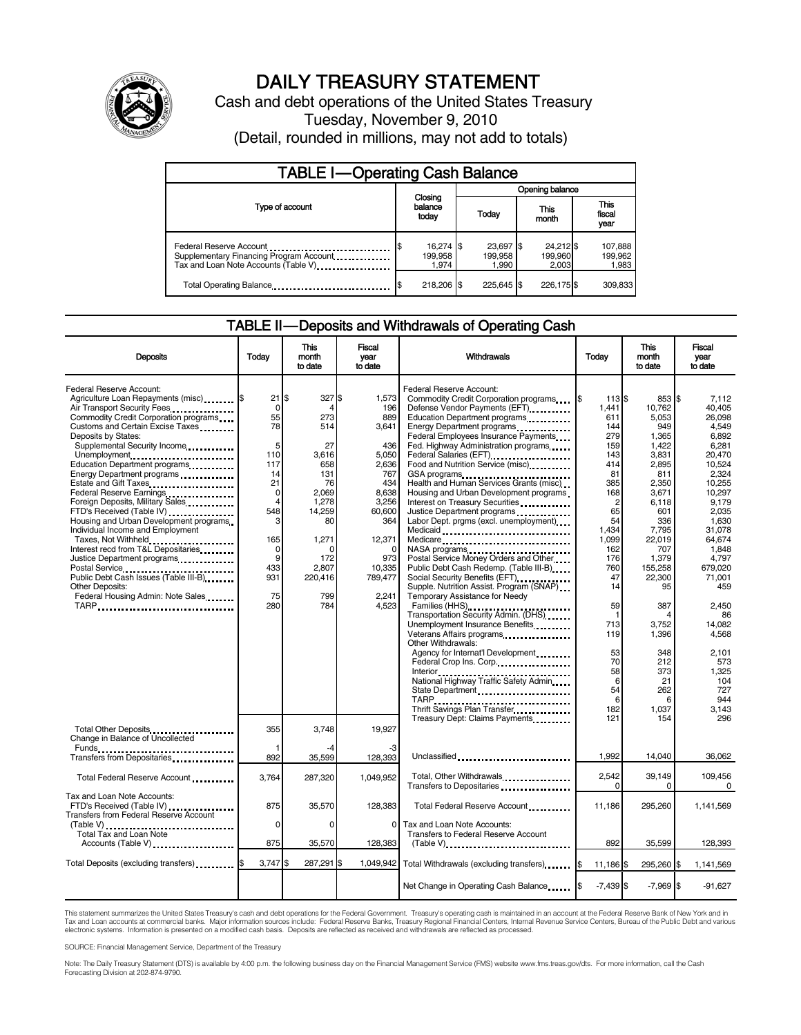# DAILY TREASURY STATEMENT

Cash and debt operations of the United States Treasury

Tuesday, November 9, 2010

(Detail, rounded in millions, may not add to totals)

## TABLE I—Operating Cash Balance

| Type of account | Closing balance today | Opening balance Today | Opening balance This month | Opening balance This fiscal year |
|---|---|---|---|---|
| Federal Reserve Account | $ 16,274 | $ 23,697 | $ 24,212 | $ 107,888 |
| Supplementary Financing Program Account | 199,958 | 199,958 | 199,960 | 199,962 |
| Tax and Loan Note Accounts (Table V) | 1,974 | 1,990 | 2,003 | 1,983 |
| Total Operating Balance | $ 218,206 | $ 225,645 | $ 226,175 | $ 309,833 |

## TABLE II—Deposits and Withdrawals of Operating Cash

| Deposits | Today | This month to date | Fiscal year to date |
|---|---|---|---|
| Federal Reserve Account: | | | |
| Agriculture Loan Repayments (misc) | $ 21 | $ 327 | $ 1,573 |
| Air Transport Security Fees | 0 | 4 | 196 |
| Commodity Credit Corporation programs | 55 | 273 | 889 |
| Customs and Certain Excise Taxes | 78 | 514 | 3,641 |
| Deposits by States: | | | |
| Supplemental Security Income | 5 | 27 | 436 |
| Unemployment | 110 | 3,616 | 5,050 |
| Education Department programs | 117 | 658 | 2,636 |
| Energy Department programs | 14 | 131 | 767 |
| Estate and Gift Taxes | 21 | 76 | 434 |
| Federal Reserve Earnings | 0 | 2,069 | 8,638 |
| Foreign Deposits, Military Sales | 4 | 1,278 | 3,256 |
| FTD's Received (Table IV) | 548 | 14,259 | 60,600 |
| Housing and Urban Development programs | 3 | 80 | 364 |
| Individual Income and Employment Taxes, Not Withheld | 165 | 1,271 | 12,371 |
| Interest recd from T&L Depositaries | 0 | 0 | 0 |
| Justice Department programs | 9 | 172 | 973 |
| Postal Service | 433 | 2,807 | 10,335 |
| Public Debt Cash Issues (Table III-B) | 931 | 220,416 | 789,477 |
| Other Deposits: | | | |
| Federal Housing Admin: Note Sales | 75 | 799 | 2,241 |
| TARP | 280 | 784 | 4,523 |
| Total Other Deposits | 355 | 3,748 | 19,927 |
| Change in Balance of Uncollected Funds | 1 | -4 | -3 |
| Transfers from Depositaries | 892 | 35,599 | 128,393 |
| Total Federal Reserve Account | 3,764 | 287,320 | 1,049,952 |
| Tax and Loan Note Accounts: | | | |
| FTD's Received (Table IV) | 875 | 35,570 | 128,383 |
| Transfers from Federal Reserve Account (Table V) | 0 | 0 | 0 |
| Total Tax and Loan Note Accounts (Table V) | 875 | 35,570 | 128,383 |
| Total Deposits (excluding transfers) | $ 3,747 | $ 287,291 | $ 1,049,942 |

| Withdrawals | Today | This month to date | Fiscal year to date |
|---|---|---|---|
| Federal Reserve Account: | | | |
| Commodity Credit Corporation programs | $ 113 | $ 853 | $ 7,112 |
| Defense Vendor Payments (EFT) | 1,441 | 10,762 | 40,405 |
| Education Department programs | 611 | 5,053 | 26,098 |
| Energy Department programs | 144 | 949 | 4,549 |
| Federal Employees Insurance Payments | 279 | 1,365 | 6,892 |
| Fed. Highway Administration programs | 159 | 1,422 | 6,281 |
| Federal Salaries (EFT) | 143 | 3,831 | 20,470 |
| Food and Nutrition Service (misc) | 414 | 2,895 | 10,524 |
| GSA programs | 81 | 811 | 2,324 |
| Health and Human Services Grants (misc) | 385 | 2,350 | 10,255 |
| Housing and Urban Development programs | 168 | 3,671 | 10,297 |
| Interest on Treasury Securities | 2 | 6,118 | 9,179 |
| Justice Department programs | 65 | 601 | 2,035 |
| Labor Dept. prgms (excl. unemployment) | 54 | 336 | 1,630 |
| Medicaid | 1,434 | 7,795 | 31,078 |
| Medicare | 1,099 | 22,019 | 64,674 |
| NASA programs | 162 | 707 | 1,848 |
| Postal Service Money Orders and Other | 176 | 1,379 | 4,797 |
| Public Debt Cash Redemp. (Table III-B) | 760 | 155,258 | 679,020 |
| Social Security Benefits (EFT) | 47 | 22,300 | 71,001 |
| Supple. Nutrition Assist. Program (SNAP) | 14 | 95 | 459 |
| Temporary Assistance for Needy Families (HHS) | 59 | 387 | 2,450 |
| Transportation Security Admin. (DHS) | 1 | 4 | 86 |
| Unemployment Insurance Benefits | 713 | 3,752 | 14,082 |
| Veterans Affairs programs | 119 | 1,396 | 4,568 |
| Other Withdrawals: | | | |
| Agency for Internat'l Development | 53 | 348 | 2,101 |
| Federal Crop Ins. Corp. | 70 | 212 | 573 |
| Interior | 58 | 373 | 1,325 |
| National Highway Traffic Safety Admin | 6 | 21 | 104 |
| State Department | 54 | 262 | 727 |
| TARP | 6 | 6 | 944 |
| Thrift Savings Plan Transfer | 182 | 1,037 | 3,143 |
| Treasury Dept: Claims Payments | 121 | 154 | 296 |
| Unclassified | 1,992 | 14,040 | 36,062 |
| Total, Other Withdrawals | 2,542 | 39,149 | 109,456 |
| Transfers to Depositaries | 0 | 0 | 0 |
| Total Federal Reserve Account | 11,186 | 295,260 | 1,141,569 |
| Tax and Loan Note Accounts: | | | |
| Transfers to Federal Reserve Account (Table V) | 892 | 35,599 | 128,393 |
| Total Withdrawals (excluding transfers) | $ 11,186 | $ 295,260 | $ 1,141,569 |
| Net Change in Operating Cash Balance | $ -7,439 | $ -7,969 | $ -91,627 |

This statement summarizes the United States Treasury's cash and debt operations for the Federal Government. Treasury's operating cash is maintained in an account at the Federal Reserve Bank of New York and in Tax and Loan accounts at commercial banks. Major information sources include: Federal Reserve Banks, Treasury Regional Financial Centers, Internal Revenue Service Centers, Bureau of the Public Debt and various electronic systems. Information is presented on a modified cash basis. Deposits are reflected as received and withdrawals are reflected as processed.

SOURCE: Financial Management Service, Department of the Treasury

Note: The Daily Treasury Statement (DTS) is available by 4:00 p.m. the following business day on the Financial Management Service (FMS) website www.fms.treas.gov/dts. For more information, call the Cash Forecasting Division at 202-874-9790.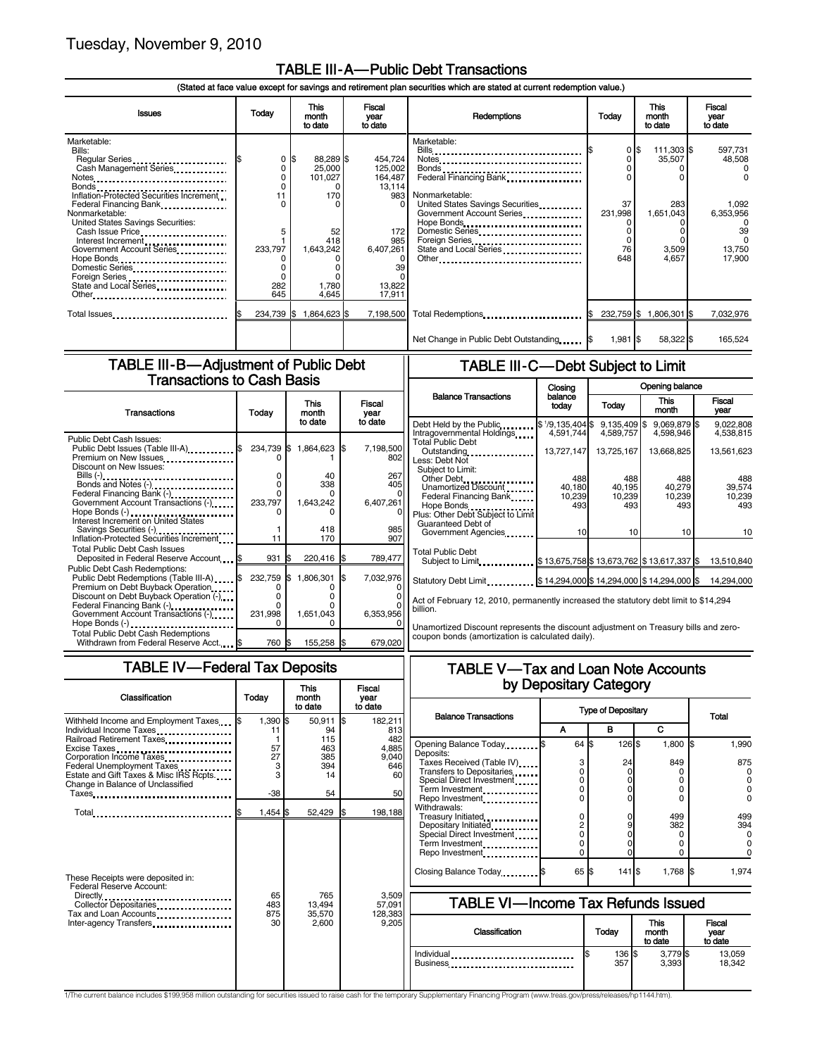Tuesday, November 9, 2010

## TABLE III-A—Public Debt Transactions

(Stated at face value except for savings and retirement plan securities which are stated at current redemption value.)

| Issues | Today | This month to date | Fiscal year to date |
|---|---|---|---|
| Marketable: | | | |
| Bills: | | | |
| Regular Series | $ 0 | $ 88,289 | $ 454,724 |
| Cash Management Series | 0 | 25,000 | 125,002 |
| Notes | 0 | 101,027 | 164,487 |
| Bonds | 0 | 0 | 13,114 |
| Inflation-Protected Securities Increment | 11 | 170 | 983 |
| Federal Financing Bank | 0 | 0 | 0 |
| Nonmarketable: | | | |
| United States Savings Securities: | | | |
| Cash Issue Price | 5 | 52 | 172 |
| Interest Increment | 1 | 418 | 985 |
| Government Account Series | 233,797 | 1,643,242 | 6,407,261 |
| Hope Bonds | 0 | 0 | 0 |
| Domestic Series | 0 | 0 | 39 |
| Foreign Series | 0 | 0 | 0 |
| State and Local Series | 282 | 1,780 | 13,822 |
| Other | 645 | 4,645 | 17,911 |
| Total Issues | $ 234,739 | $ 1,864,623 | $ 7,198,500 |

| Redemptions | Today | This month to date | Fiscal year to date |
|---|---|---|---|
| Marketable: | | | |
| Bills | $ 0 | $ 111,303 | $ 597,731 |
| Notes | 0 | 35,507 | 48,508 |
| Bonds | 0 | 0 | 0 |
| Federal Financing Bank | 0 | 0 | 0 |
| Nonmarketable: | | | |
| United States Savings Securities | 37 | 283 | 1,092 |
| Government Account Series | 231,998 | 1,651,043 | 6,353,956 |
| Hope Bonds | 0 | 0 | 0 |
| Domestic Series | 0 | 0 | 39 |
| Foreign Series | 0 | 0 | 0 |
| State and Local Series | 76 | 3,509 | 13,750 |
| Other | 648 | 4,657 | 17,900 |
| Total Redemptions | $ 232,759 | $ 1,806,301 | $ 7,032,976 |
| Net Change in Public Debt Outstanding | $ 1,981 | $ 58,322 | $ 165,524 |

## TABLE III-B—Adjustment of Public Debt Transactions to Cash Basis

| Transactions | Today | This month to date | Fiscal year to date |
|---|---|---|---|
| Public Debt Cash Issues: | | | |
| Public Debt Issues (Table III-A) | $ 234,739 | $ 1,864,623 | $ 7,198,500 |
| Premium on New Issues | 0 | 1 | 802 |
| Discount on New Issues: | | | |
| Bills (-) | 0 | 40 | 267 |
| Bonds and Notes (-) | 0 | 338 | 405 |
| Federal Financing Bank (-) | 0 | 0 | 0 |
| Government Account Transactions (-) | 233,797 | 1,643,242 | 6,407,261 |
| Hope Bonds (-) | 0 | 0 | 0 |
| Interest Increment on United States Savings Securities (-) | 1 | 418 | 985 |
| Inflation-Protected Securities Increment | 11 | 170 | 907 |
| Total Public Debt Cash Issues Deposited in Federal Reserve Account | $ 931 | $ 220,416 | $ 789,477 |
| Public Debt Cash Redemptions: | | | |
| Public Debt Redemptions (Table III-A) | $ 232,759 | $ 1,806,301 | $ 7,032,976 |
| Premium on Debt Buyback Operation | 0 | 0 | 0 |
| Discount on Debt Buyback Operation (-) | 0 | 0 | 0 |
| Federal Financing Bank (-) | 0 | 0 | 0 |
| Government Account Transactions (-) | 231,998 | 1,651,043 | 6,353,956 |
| Hope Bonds (-) | 0 | 0 | 0 |
| Total Public Debt Cash Redemptions Withdrawn from Federal Reserve Acct. | $ 760 | $ 155,258 | $ 679,020 |

## TABLE III-C—Debt Subject to Limit

| Balance Transactions | Closing balance today | Opening balance Today | Opening balance This month | Opening balance Fiscal year |
|---|---|---|---|---|
| Debt Held by the Public | $ [1]9,135,404 | $ 9,135,409 | $ 9,069,879 | $ 9,022,808 |
| Intragovernmental Holdings | 4,591,744 | 4,589,757 | 4,598,946 | 4,538,815 |
| Total Public Debt Outstanding | 13,727,147 | 13,725,167 | 13,668,825 | 13,561,623 |
| Less: Debt Not Subject to Limit: | | | | |
| Other Debt | 488 | 488 | 488 | 488 |
| Unamortized Discount | 40,180 | 40,195 | 40,279 | 39,574 |
| Federal Financing Bank | 10,239 | 10,239 | 10,239 | 10,239 |
| Hope Bonds | 493 | 493 | 493 | 493 |
| Plus: Other Debt Subject to Limit | | | | |
| Guaranteed Debt of Government Agencies | 10 | 10 | 10 | 10 |
| Total Public Debt Subject to Limit | $ 13,675,758 | $ 13,673,762 | $ 13,617,337 | $ 13,510,840 |
| Statutory Debt Limit | $ 14,294,000 | $ 14,294,000 | $ 14,294,000 | $ 14,294,000 |

Act of February 12, 2010, permanently increased the statutory debt limit to $14,294 billion.

Unamortized Discount represents the discount adjustment on Treasury bills and zero-coupon bonds (amortization is calculated daily).

## TABLE IV—Federal Tax Deposits

| Classification | Today | This month to date | Fiscal year to date |
|---|---|---|---|
| Withheld Income and Employment Taxes | $ 1,390 | $ 50,911 | $ 182,211 |
| Individual Income Taxes | 11 | 94 | 813 |
| Railroad Retirement Taxes | 1 | 115 | 482 |
| Excise Taxes | 57 | 463 | 4,885 |
| Corporation Income Taxes | 27 | 385 | 9,040 |
| Federal Unemployment Taxes | 3 | 394 | 646 |
| Estate and Gift Taxes & Misc IRS Rcpts. | 3 | 14 | 60 |
| Change in Balance of Unclassified Taxes | -38 | 54 | 50 |
| Total | $ 1,454 | $ 52,429 | $ 198,188 |
| These Receipts were deposited in: | | | |
| Federal Reserve Account: | | | |
| Directly | 65 | 765 | 3,509 |
| Collector Depositaries | 483 | 13,494 | 57,091 |
| Tax and Loan Accounts | 875 | 35,570 | 128,383 |
| Inter-agency Transfers | 30 | 2,600 | 9,205 |

## TABLE V—Tax and Loan Note Accounts by Depositary Category

| Balance Transactions | Type of Depositary A | B | C | Total |
|---|---|---|---|---|
| Opening Balance Today | $ 64 | $ 126 | $ 1,800 | $ 1,990 |
| Deposits: | | | | |
| Taxes Received (Table IV) | 3 | 24 | 849 | 875 |
| Transfers to Depositaries | 0 | 0 | 0 | 0 |
| Special Direct Investment | 0 | 0 | 0 | 0 |
| Term Investment | 0 | 0 | 0 | 0 |
| Repo Investment | 0 | 0 | 0 | 0 |
| Withdrawals: | | | | |
| Treasury Initiated | 0 | 0 | 499 | 499 |
| Depositary Initiated | 2 | 9 | 382 | 394 |
| Special Direct Investment | 0 | 0 | 0 | 0 |
| Term Investment | 0 | 0 | 0 | 0 |
| Repo Investment | 0 | 0 | 0 | 0 |
| Closing Balance Today | $ 65 | $ 141 | $ 1,768 | $ 1,974 |

## TABLE VI—Income Tax Refunds Issued

| Classification | Today | This month to date | Fiscal year to date |
|---|---|---|---|
| Individual | $ 136 | $ 3,779 | $ 13,059 |
| Business | 357 | 3,393 | 18,342 |

1/The current balance includes $199,958 million outstanding for securities issued to raise cash for the temporary Supplementary Financing Program (www.treas.gov/press/releases/hp1144.htm).